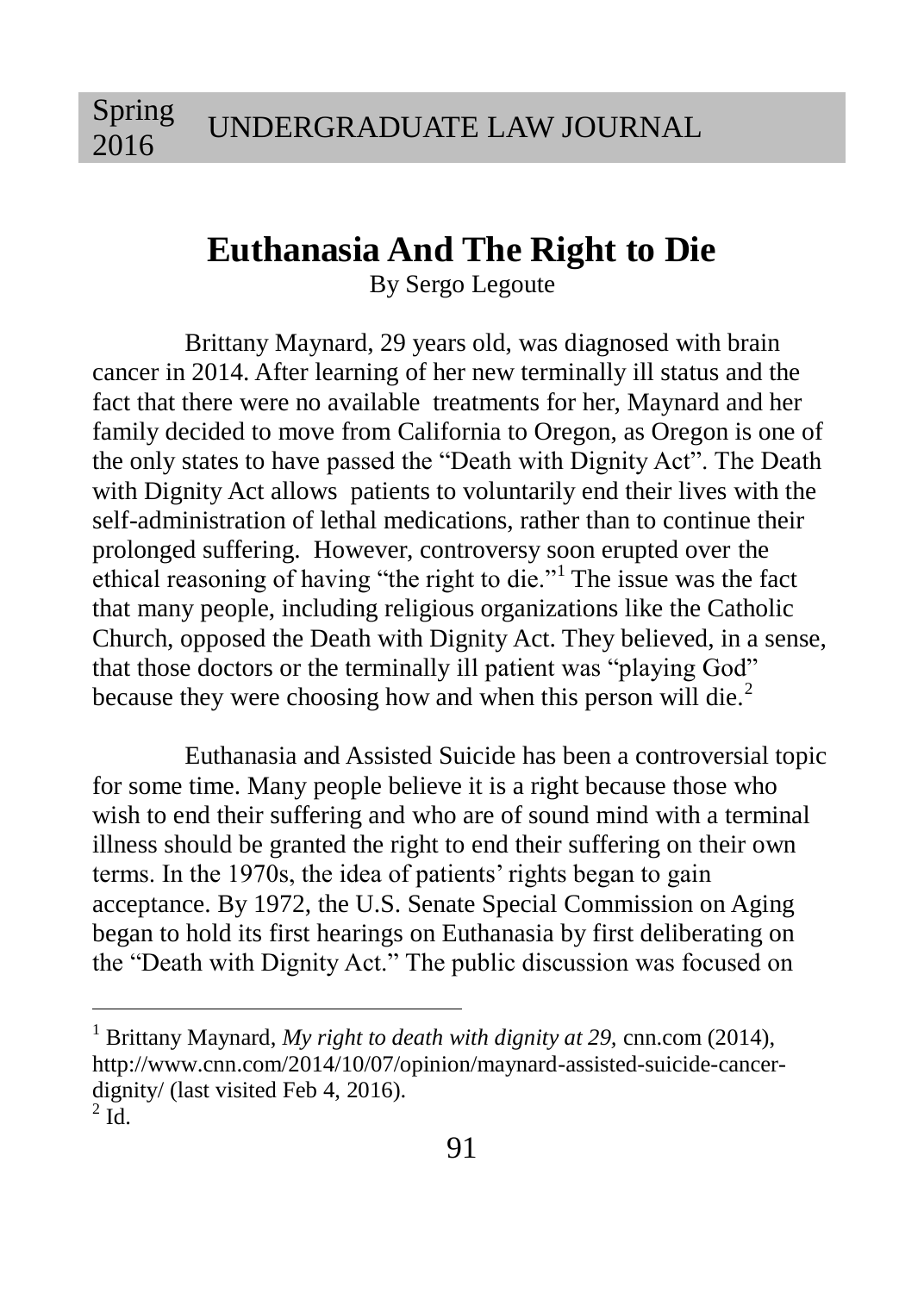# Euthanasia And The Right to Die

By Sergo Legoute

Brittany Maynard, 29 years old, was diagnosed with brain cancer in 2014. After learning of her new terminally ill status and the fact that there were no available treatments for her, Maynard and her family decided to move from California to Oregon, as Oregon is one of the only states to have passed the "Death with Dignity Act". The Death with Dignity Act allows patients to voluntarily end their lives with the self-administration of lethal medications, rather than to continue their prolonged suffering. However, controversy soon erupted over the ethical reasoning of having "the right to die."[1] The issue was the fact that many people, including religious organizations like the Catholic Church, opposed the Death with Dignity Act. They believed, in a sense, that those doctors or the terminally ill patient was "playing God" because they were choosing how and when this person will die.[2]

Euthanasia and Assisted Suicide has been a controversial topic for some time. Many people believe it is a right because those who wish to end their suffering and who are of sound mind with a terminal illness should be granted the right to end their suffering on their own terms. In the 1970s, the idea of patients' rights began to gain acceptance. By 1972, the U.S. Senate Special Commission on Aging began to hold its first hearings on Euthanasia by first deliberating on the "Death with Dignity Act." The public discussion was focused on

---

[1] Brittany Maynard, *My right to death with dignity at 29,* cnn.com (2014), http://www.cnn.com/2014/10/07/opinion/maynard-assisted-suicide-cancer-dignity/ (last visited Feb 4, 2016).

[2] Id.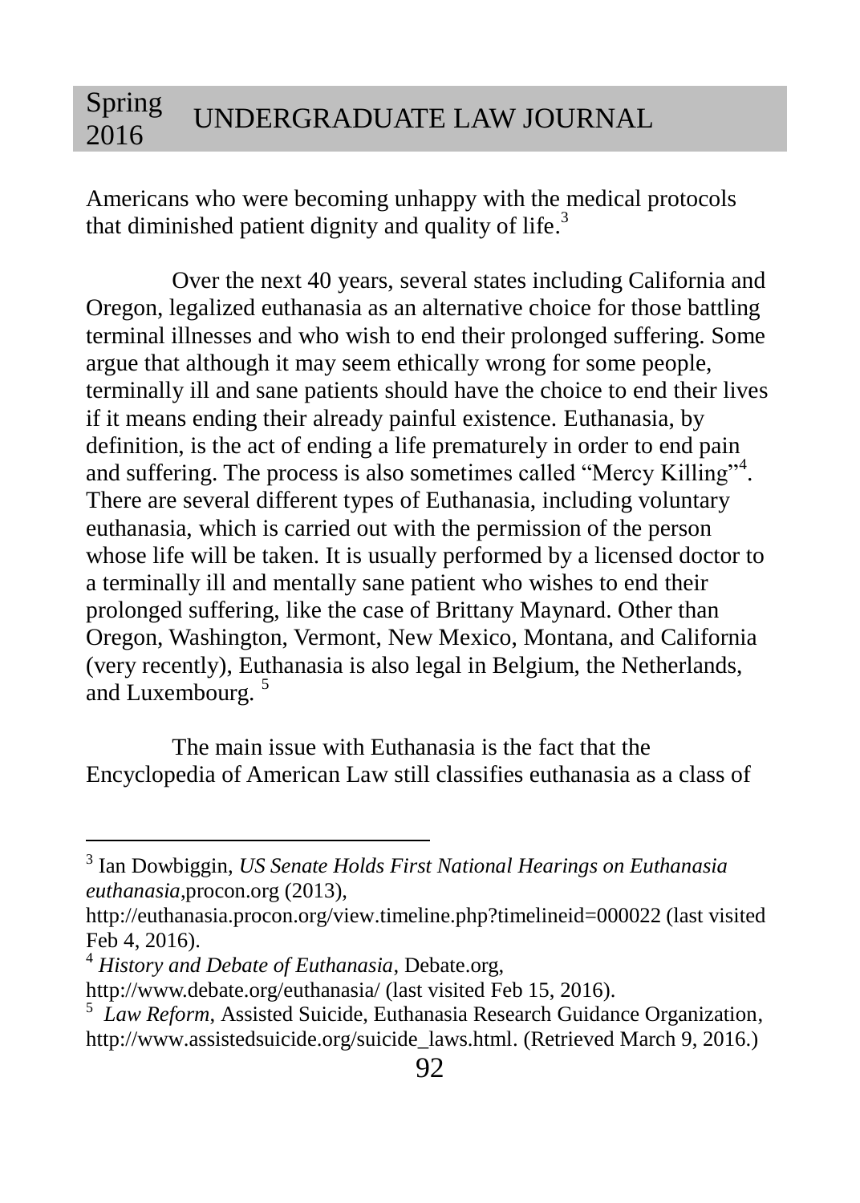Americans who were becoming unhappy with the medical protocols that diminished patient dignity and quality of life.[3]

Over the next 40 years, several states including California and Oregon, legalized euthanasia as an alternative choice for those battling terminal illnesses and who wish to end their prolonged suffering. Some argue that although it may seem ethically wrong for some people, terminally ill and sane patients should have the choice to end their lives if it means ending their already painful existence. Euthanasia, by definition, is the act of ending a life prematurely in order to end pain and suffering. The process is also sometimes called "Mercy Killing"[4]. There are several different types of Euthanasia, including voluntary euthanasia, which is carried out with the permission of the person whose life will be taken. It is usually performed by a licensed doctor to a terminally ill and mentally sane patient who wishes to end their prolonged suffering, like the case of Brittany Maynard. Other than Oregon, Washington, Vermont, New Mexico, Montana, and California (very recently), Euthanasia is also legal in Belgium, the Netherlands, and Luxembourg. [5]

The main issue with Euthanasia is the fact that the Encyclopedia of American Law still classifies euthanasia as a class of

---

[3] Ian Dowbiggin, *US Senate Holds First National Hearings on Euthanasia euthanasia*,procon.org (2013), http://euthanasia.procon.org/view.timeline.php?timelineid=000022 (last visited Feb 4, 2016).

[4] *History and Debate of Euthanasia*, Debate.org, http://www.debate.org/euthanasia/ (last visited Feb 15, 2016).

[5] *Law Reform*, Assisted Suicide, Euthanasia Research Guidance Organization, http://www.assistedsuicide.org/suicide_laws.html. (Retrieved March 9, 2016.)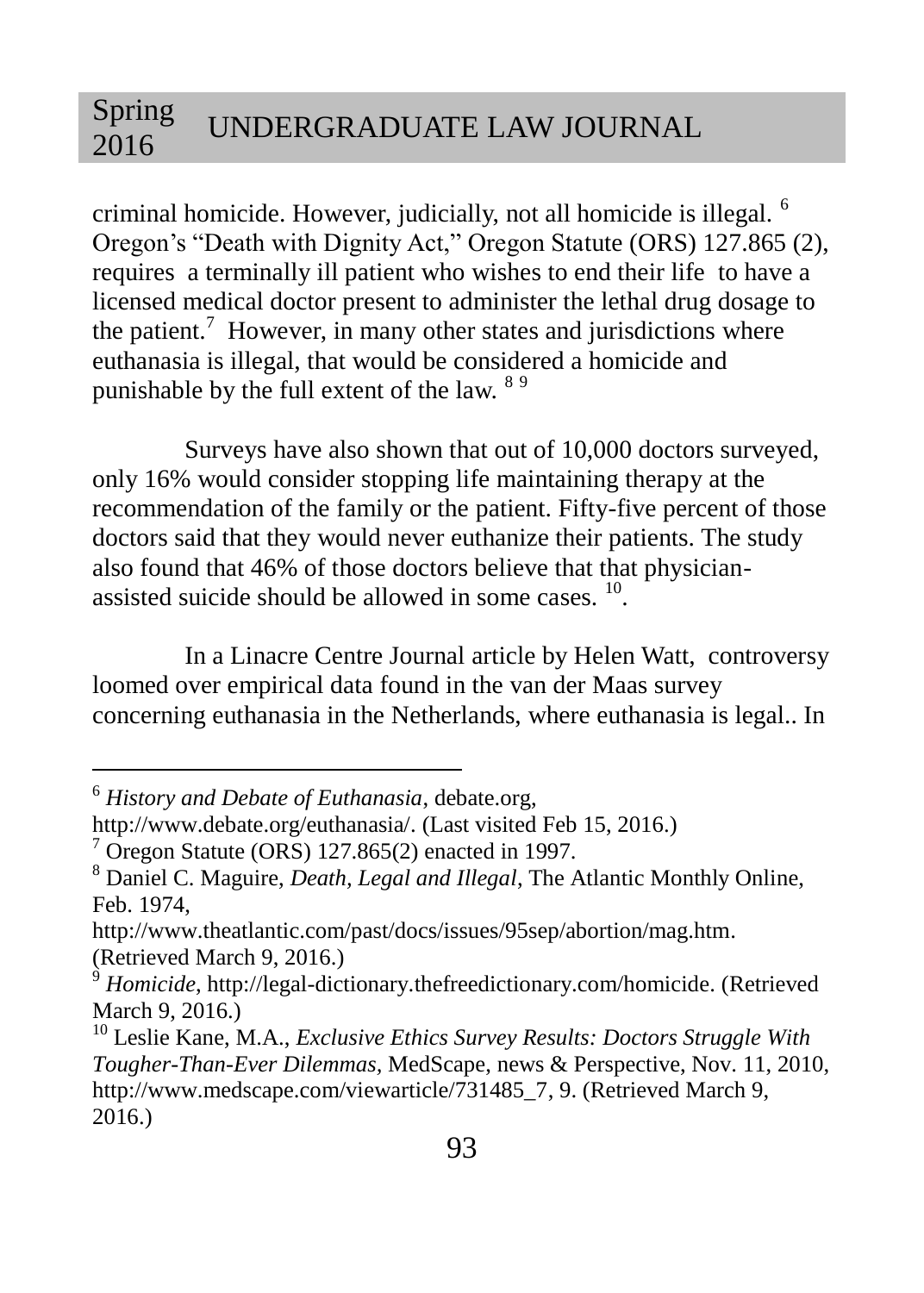criminal homicide. However, judicially, not all homicide is illegal. [6] Oregon's "Death with Dignity Act," Oregon Statute (ORS) 127.865 (2), requires a terminally ill patient who wishes to end their life to have a licensed medical doctor present to administer the lethal drug dosage to the patient.[7] However, in many other states and jurisdictions where euthanasia is illegal, that would be considered a homicide and punishable by the full extent of the law. [8] [9]

Surveys have also shown that out of 10,000 doctors surveyed, only 16% would consider stopping life maintaining therapy at the recommendation of the family or the patient. Fifty-five percent of those doctors said that they would never euthanize their patients. The study also found that 46% of those doctors believe that that physician-assisted suicide should be allowed in some cases. [10].

In a Linacre Centre Journal article by Helen Watt, controversy loomed over empirical data found in the van der Maas survey concerning euthanasia in the Netherlands, where euthanasia is legal.. In

---

[6] *History and Debate of Euthanasia*, debate.org, http://www.debate.org/euthanasia/. (Last visited Feb 15, 2016.)

[7] Oregon Statute (ORS) 127.865(2) enacted in 1997.

[8] Daniel C. Maguire, *Death, Legal and Illegal*, The Atlantic Monthly Online, Feb. 1974, http://www.theatlantic.com/past/docs/issues/95sep/abortion/mag.htm. (Retrieved March 9, 2016.)

[9] *Homicide*, http://legal-dictionary.thefreedictionary.com/homicide. (Retrieved March 9, 2016.)

[10] Leslie Kane, M.A., *Exclusive Ethics Survey Results: Doctors Struggle With Tougher-Than-Ever Dilemmas*, MedScape, news & Perspective, Nov. 11, 2010, http://www.medscape.com/viewarticle/731485_7, 9. (Retrieved March 9, 2016.)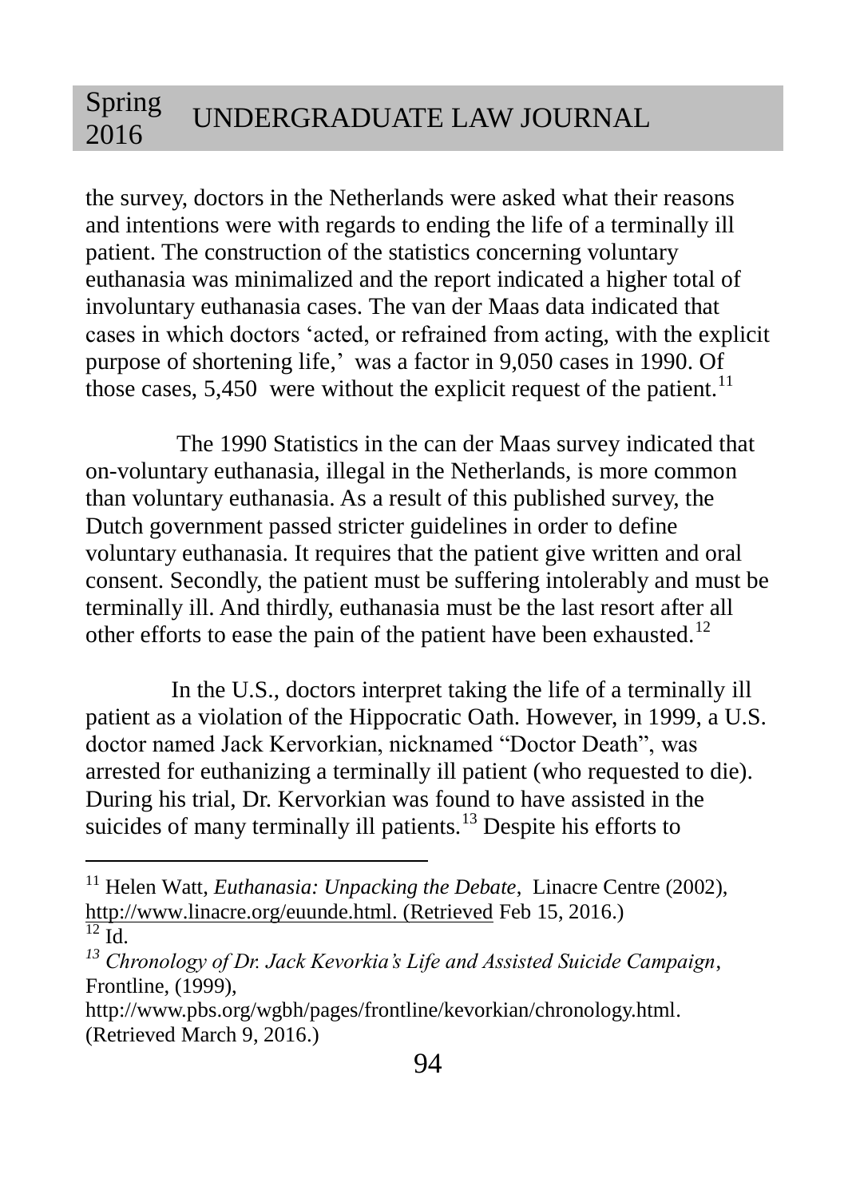the survey, doctors in the Netherlands were asked what their reasons and intentions were with regards to ending the life of a terminally ill patient. The construction of the statistics concerning voluntary euthanasia was minimalized and the report indicated a higher total of involuntary euthanasia cases. The van der Maas data indicated that cases in which doctors 'acted, or refrained from acting, with the explicit purpose of shortening life,' was a factor in 9,050 cases in 1990. Of those cases, 5,450 were without the explicit request of the patient.[11]

The 1990 Statistics in the can der Maas survey indicated that on-voluntary euthanasia, illegal in the Netherlands, is more common than voluntary euthanasia. As a result of this published survey, the Dutch government passed stricter guidelines in order to define voluntary euthanasia. It requires that the patient give written and oral consent. Secondly, the patient must be suffering intolerably and must be terminally ill. And thirdly, euthanasia must be the last resort after all other efforts to ease the pain of the patient have been exhausted.[12]

In the U.S., doctors interpret taking the life of a terminally ill patient as a violation of the Hippocratic Oath. However, in 1999, a U.S. doctor named Jack Kervorkian, nicknamed "Doctor Death", was arrested for euthanizing a terminally ill patient (who requested to die). During his trial, Dr. Kervorkian was found to have assisted in the suicides of many terminally ill patients.[13] Despite his efforts to

---

[11] Helen Watt, *Euthanasia: Unpacking the Debate*, Linacre Centre (2002), http://www.linacre.org/euunde.html. (Retrieved Feb 15, 2016.)

[12] Id.

[13] *Chronology of Dr. Jack Kevorkia's Life and Assisted Suicide Campaign*, Frontline, (1999), http://www.pbs.org/wgbh/pages/frontline/kevorkian/chronology.html. (Retrieved March 9, 2016.)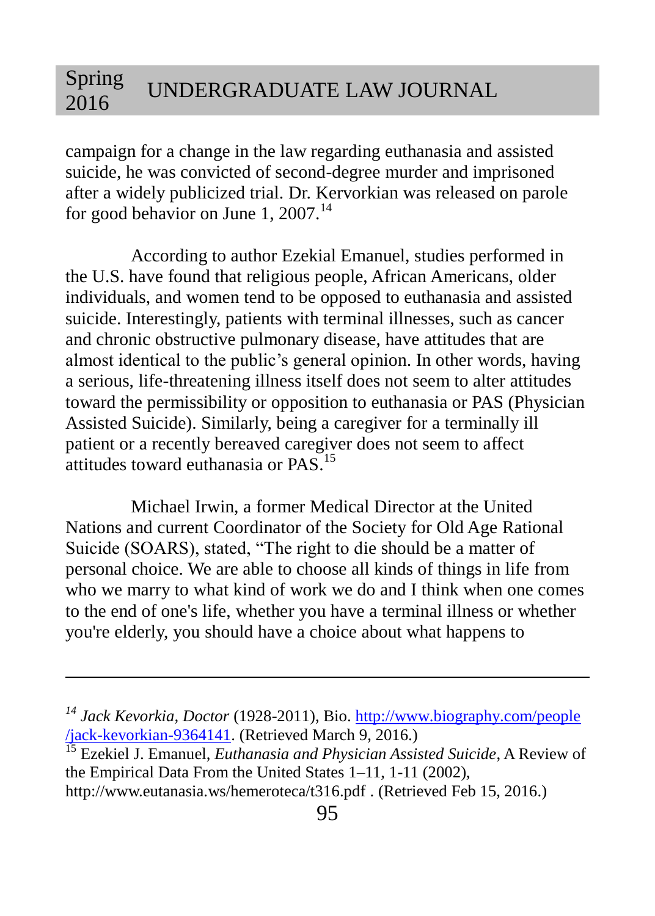campaign for a change in the law regarding euthanasia and assisted suicide, he was convicted of second-degree murder and imprisoned after a widely publicized trial. Dr. Kervorkian was released on parole for good behavior on June 1, 2007.[14]

According to author Ezekial Emanuel, studies performed in the U.S. have found that religious people, African Americans, older individuals, and women tend to be opposed to euthanasia and assisted suicide. Interestingly, patients with terminal illnesses, such as cancer and chronic obstructive pulmonary disease, have attitudes that are almost identical to the public's general opinion. In other words, having a serious, life-threatening illness itself does not seem to alter attitudes toward the permissibility or opposition to euthanasia or PAS (Physician Assisted Suicide). Similarly, being a caregiver for a terminally ill patient or a recently bereaved caregiver does not seem to affect attitudes toward euthanasia or PAS.[15]

Michael Irwin, a former Medical Director at the United Nations and current Coordinator of the Society for Old Age Rational Suicide (SOARS), stated, "The right to die should be a matter of personal choice. We are able to choose all kinds of things in life from who we marry to what kind of work we do and I think when one comes to the end of one's life, whether you have a terminal illness or whether you're elderly, you should have a choice about what happens to

---

[14] *Jack Kevorkia, Doctor* (1928-2011), Bio. http://www.biography.com/people/jack-kevorkian-9364141. (Retrieved March 9, 2016.)

[15] Ezekiel J. Emanuel, *Euthanasia and Physician Assisted Suicide*, A Review of the Empirical Data From the United States 1–11, 1-11 (2002), http://www.eutanasia.ws/hemeroteca/t316.pdf . (Retrieved Feb 15, 2016.)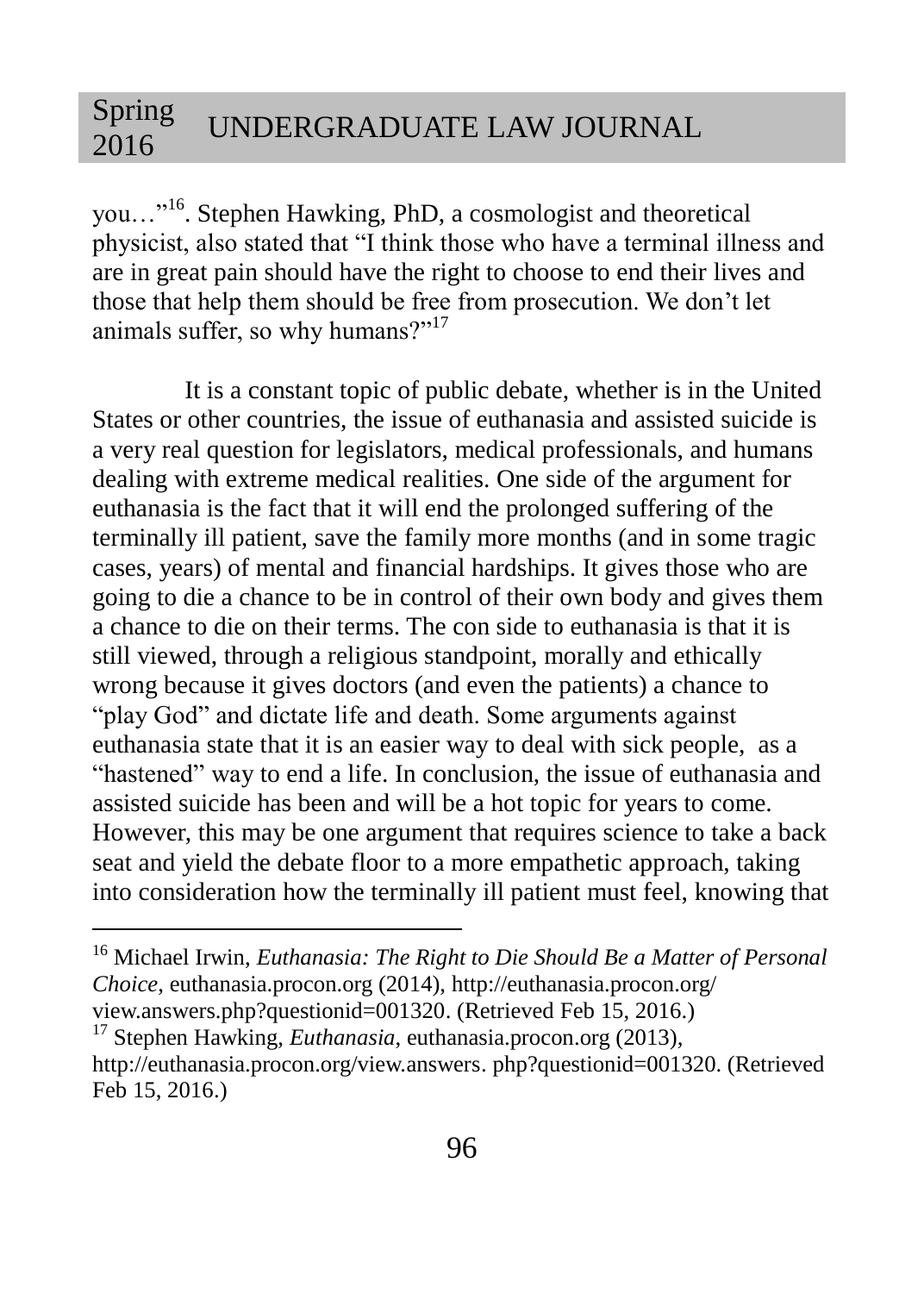you…"[16]. Stephen Hawking, PhD, a cosmologist and theoretical physicist, also stated that "I think those who have a terminal illness and are in great pain should have the right to choose to end their lives and those that help them should be free from prosecution. We don't let animals suffer, so why humans?"[17]

It is a constant topic of public debate, whether is in the United States or other countries, the issue of euthanasia and assisted suicide is a very real question for legislators, medical professionals, and humans dealing with extreme medical realities. One side of the argument for euthanasia is the fact that it will end the prolonged suffering of the terminally ill patient, save the family more months (and in some tragic cases, years) of mental and financial hardships. It gives those who are going to die a chance to be in control of their own body and gives them a chance to die on their terms. The con side to euthanasia is that it is still viewed, through a religious standpoint, morally and ethically wrong because it gives doctors (and even the patients) a chance to "play God" and dictate life and death. Some arguments against euthanasia state that it is an easier way to deal with sick people, as a "hastened" way to end a life. In conclusion, the issue of euthanasia and assisted suicide has been and will be a hot topic for years to come. However, this may be one argument that requires science to take a back seat and yield the debate floor to a more empathetic approach, taking into consideration how the terminally ill patient must feel, knowing that

---

[16] Michael Irwin, *Euthanasia: The Right to Die Should Be a Matter of Personal Choice*, euthanasia.procon.org (2014), http://euthanasia.procon.org/view.answers.php?questionid=001320. (Retrieved Feb 15, 2016.)

[17] Stephen Hawking, *Euthanasia*, euthanasia.procon.org (2013), http://euthanasia.procon.org/view.answers. php?questionid=001320. (Retrieved Feb 15, 2016.)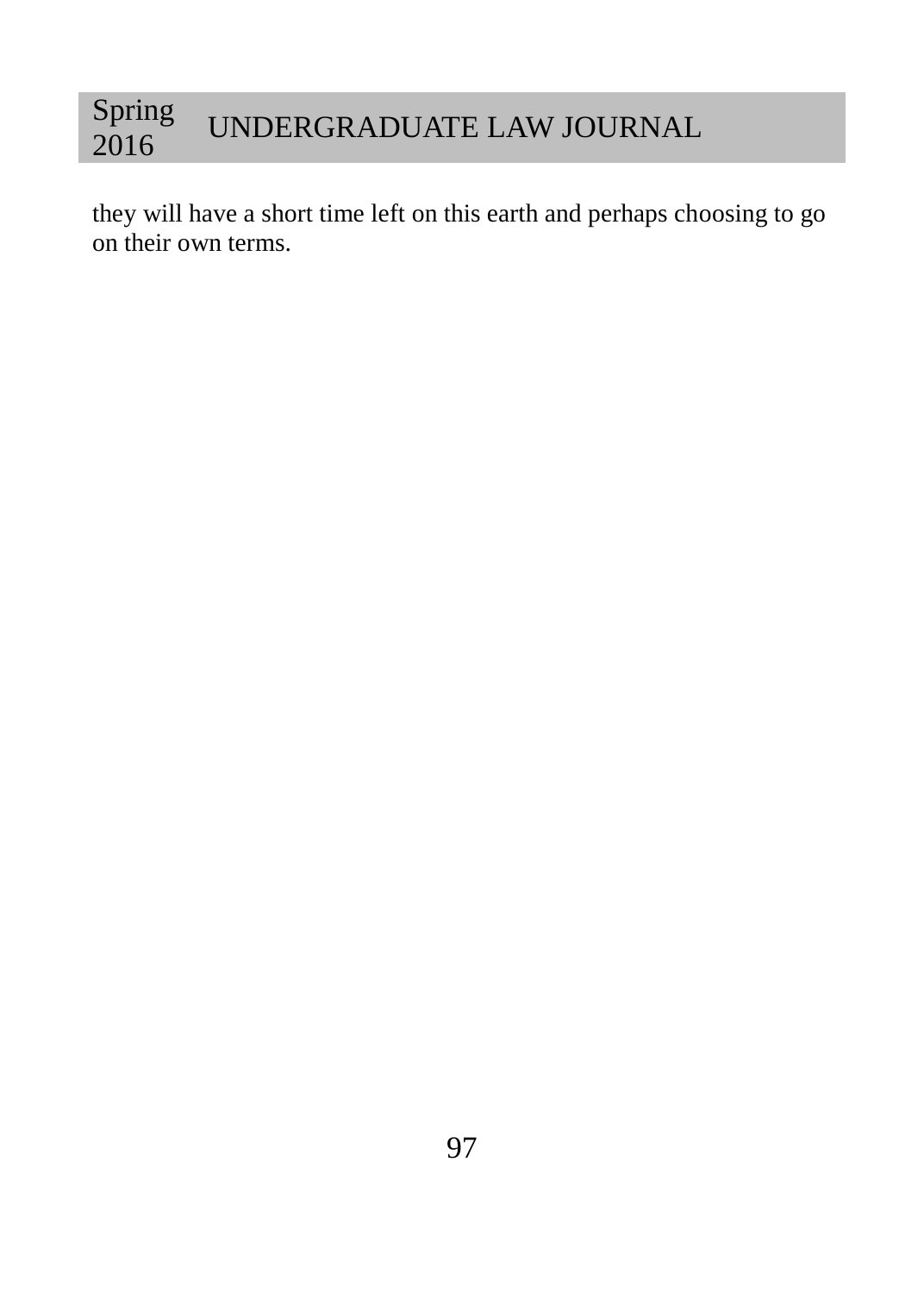they will have a short time left on this earth and perhaps choosing to go on their own terms.